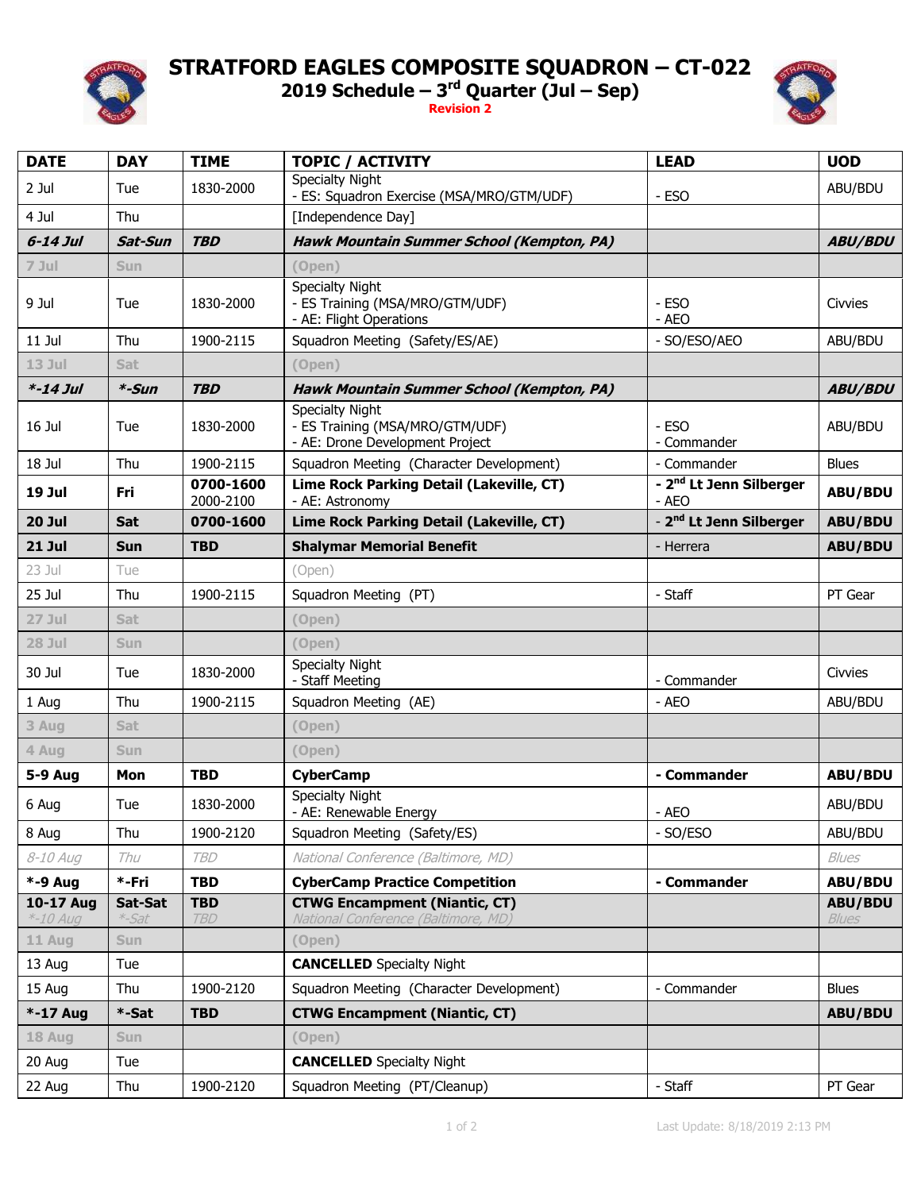# STRATFORD EAGLES COMPOSITE SQUADRON – CT-022

## 2019 Schedule – 3rd Quarter (Jul – Sep)

**Revision 2**

| DATE | DAY | TIME | TOPIC / ACTIVITY | LEAD | UOD |
|---|---|---|---|---|---|
| 2 Jul | Tue | 1830-2000 | Specialty Night<br>- ES: Squadron Exercise (MSA/MRO/GTM/UDF) | - ESO | ABU/BDU |
| 4 Jul | Thu | | [Independence Day] | | |
| ***6-14 Jul*** | ***Sat-Sun*** | ***TBD*** | ***Hawk Mountain Summer School (Kempton, PA)*** | | ***ABU/BDU*** |
| **7 Jul** | **Sun** | | **(Open)** | | |
| 9 Jul | Tue | 1830-2000 | Specialty Night<br>- ES Training (MSA/MRO/GTM/UDF)<br>- AE: Flight Operations | - ESO<br>- AEO | Civvies |
| 11 Jul | Thu | 1900-2115 | Squadron Meeting (Safety/ES/AE) | - SO/ESO/AEO | ABU/BDU |
| **13 Jul** | **Sat** | | **(Open)** | | |
| ***\*-14 Jul*** | ***\*-Sun*** | ***TBD*** | ***Hawk Mountain Summer School (Kempton, PA)*** | | ***ABU/BDU*** |
| 16 Jul | Tue | 1830-2000 | Specialty Night<br>- ES Training (MSA/MRO/GTM/UDF)<br>- AE: Drone Development Project | - ESO<br>- Commander | ABU/BDU |
| 18 Jul | Thu | 1900-2115 | Squadron Meeting (Character Development) | - Commander | Blues |
| **19 Jul** | **Fri** | **0700-1600**<br>2000-2100 | **Lime Rock Parking Detail (Lakeville, CT)**<br>- AE: Astronomy | **- 2nd Lt Jenn Silberger**<br>- AEO | **ABU/BDU** |
| **20 Jul** | **Sat** | **0700-1600** | **Lime Rock Parking Detail (Lakeville, CT)** | - **2nd Lt Jenn Silberger** | **ABU/BDU** |
| **21 Jul** | **Sun** | **TBD** | **Shalymar Memorial Benefit** | - Herrera | **ABU/BDU** |
| 23 Jul | Tue | | (Open) | | |
| 25 Jul | Thu | 1900-2115 | Squadron Meeting (PT) | - Staff | PT Gear |
| **27 Jul** | **Sat** | | **(Open)** | | |
| **28 Jul** | **Sun** | | **(Open)** | | |
| 30 Jul | Tue | 1830-2000 | Specialty Night<br>- Staff Meeting | - Commander | Civvies |
| 1 Aug | Thu | 1900-2115 | Squadron Meeting (AE) | - AEO | ABU/BDU |
| **3 Aug** | **Sat** | | **(Open)** | | |
| **4 Aug** | **Sun** | | **(Open)** | | |
| **5-9 Aug** | **Mon** | **TBD** | **CyberCamp** | **- Commander** | **ABU/BDU** |
| 6 Aug | Tue | 1830-2000 | Specialty Night<br>- AE: Renewable Energy | - AEO | ABU/BDU |
| 8 Aug | Thu | 1900-2120 | Squadron Meeting (Safety/ES) | - SO/ESO | ABU/BDU |
| *8-10 Aug* | *Thu* | *TBD* | *National Conference (Baltimore, MD)* | | *Blues* |
| **\*-9 Aug** | **\*-Fri** | **TBD** | **CyberCamp Practice Competition** | **- Commander** | **ABU/BDU** |
| **10-17 Aug**<br>*\*-10 Aug* | **Sat-Sat**<br>*\*-Sat* | **TBD**<br>*TBD* | **CTWG Encampment (Niantic, CT)**<br>*National Conference (Baltimore, MD)* | | **ABU/BDU**<br>*Blues* |
| **11 Aug** | **Sun** | | **(Open)** | | |
| 13 Aug | Tue | | **CANCELLED** Specialty Night | | |
| 15 Aug | Thu | 1900-2120 | Squadron Meeting (Character Development) | - Commander | Blues |
| **\*-17 Aug** | **\*-Sat** | **TBD** | **CTWG Encampment (Niantic, CT)** | | **ABU/BDU** |
| **18 Aug** | **Sun** | | **(Open)** | | |
| 20 Aug | Tue | | **CANCELLED** Specialty Night | | |
| 22 Aug | Thu | 1900-2120 | Squadron Meeting (PT/Cleanup) | - Staff | PT Gear |

Last Update: 8/18/2019 2:13 PM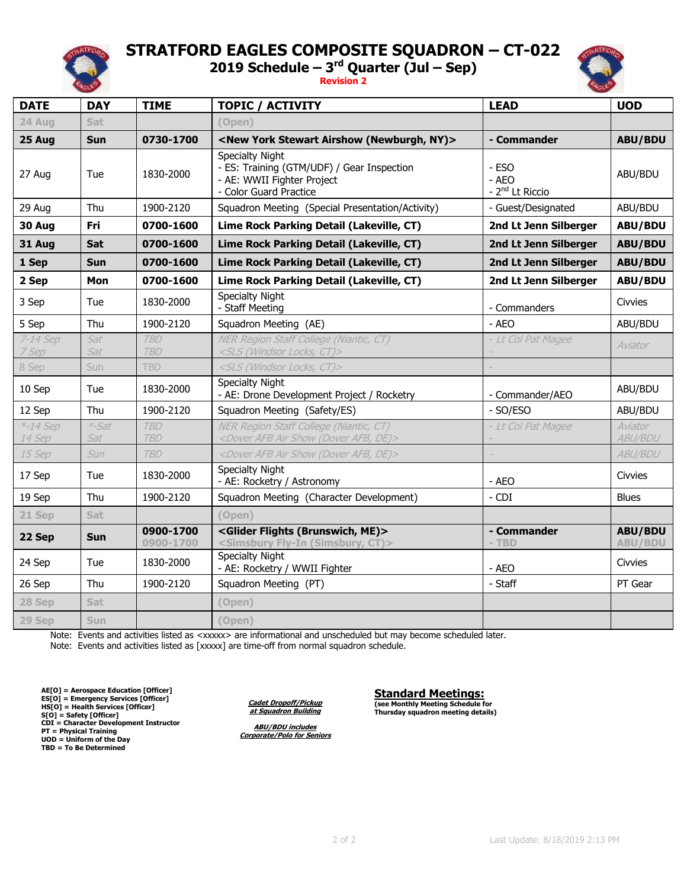# STRATFORD EAGLES COMPOSITE SQUADRON – CT-022

## 2019 Schedule – 3rd Quarter (Jul – Sep)

**Revision 2**

| DATE | DAY | TIME | TOPIC / ACTIVITY | LEAD | UOD |
|---|---|---|---|---|---|
| 24 Aug | Sat | | (Open) | | |
| **25 Aug** | **Sun** | **0730-1700** | **<New York Stewart Airshow (Newburgh, NY)>** | **- Commander** | **ABU/BDU** |
| 27 Aug | Tue | 1830-2000 | Specialty Night<br>- ES: Training (GTM/UDF) / Gear Inspection<br>- AE: WWII Fighter Project<br>- Color Guard Practice | - ESO<br>- AEO<br>- 2nd Lt Riccio | ABU/BDU |
| 29 Aug | Thu | 1900-2120 | Squadron Meeting (Special Presentation/Activity) | - Guest/Designated | ABU/BDU |
| **30 Aug** | **Fri** | **0700-1600** | **Lime Rock Parking Detail (Lakeville, CT)** | **2nd Lt Jenn Silberger** | **ABU/BDU** |
| **31 Aug** | **Sat** | **0700-1600** | **Lime Rock Parking Detail (Lakeville, CT)** | **2nd Lt Jenn Silberger** | **ABU/BDU** |
| **1 Sep** | **Sun** | **0700-1600** | **Lime Rock Parking Detail (Lakeville, CT)** | **2nd Lt Jenn Silberger** | **ABU/BDU** |
| **2 Sep** | **Mon** | **0700-1600** | **Lime Rock Parking Detail (Lakeville, CT)** | **2nd Lt Jenn Silberger** | **ABU/BDU** |
| 3 Sep | Tue | 1830-2000 | Specialty Night<br>- Staff Meeting | - Commanders | Civvies |
| 5 Sep | Thu | 1900-2120 | Squadron Meeting (AE) | - AEO | ABU/BDU |
| *7-14 Sep*<br>*7 Sep* | *Sat*<br>*Sat* | *TBD*<br>*TBD* | *NER Region Staff College (Niantic, CT)*<br>*<SLS (Windsor Locks, CT)>* | *- Lt Col Pat Magee*<br>*-* | *Aviator* |
| 8 Sep | Sun | TBD | <SLS (Windsor Locks, CT)> | - | |
| 10 Sep | Tue | 1830-2000 | Specialty Night<br>- AE: Drone Development Project / Rocketry | - Commander/AEO | ABU/BDU |
| 12 Sep | Thu | 1900-2120 | Squadron Meeting (Safety/ES) | - SO/ESO | ABU/BDU |
| *\*-14 Sep*<br>*14 Sep* | *\*-Sat*<br>*Sat* | *TBD*<br>*TBD* | *NER Region Staff College (Niantic, CT)*<br>*<Dover AFB Air Show (Dover AFB, DE)>* | *- Lt Col Pat Magee*<br>*-* | *Aviator*<br>*ABU/BDU* |
| *15 Sep* | *Sun* | *TBD* | *<Dover AFB Air Show (Dover AFB, DE)>* | *-* | *ABU/BDU* |
| 17 Sep | Tue | 1830-2000 | Specialty Night<br>- AE: Rocketry / Astronomy | - AEO | Civvies |
| 19 Sep | Thu | 1900-2120 | Squadron Meeting (Character Development) | - CDI | Blues |
| 21 Sep | Sat | | (Open) | | |
| **22 Sep** | **Sun** | **0900-1700**<br>0900-1700 | **<Glider Flights (Brunswich, ME)>**<br><Simsbury Fly-In (Simsbury, CT)> | **- Commander**<br>- TBD | **ABU/BDU**<br>ABU/BDU |
| 24 Sep | Tue | 1830-2000 | Specialty Night<br>- AE: Rocketry / WWII Fighter | - AEO | Civvies |
| 26 Sep | Thu | 1900-2120 | Squadron Meeting (PT) | - Staff | PT Gear |
| 28 Sep | Sat | | (Open) | | |
| 29 Sep | Sun | | (Open) | | |

Note: Events and activities listed as <xxxxx> are informational and unscheduled but may become scheduled later.
Note: Events and activities listed as [xxxxx] are time-off from normal squadron schedule.

**AE[O] = Aerospace Education [Officer]**
**ES[O] = Emergency Services [Officer]**
**HS[O] = Health Services [Officer]**
**S[O] = Safety [Officer]**
**CDI = Character Development Instructor**
**PT = Physical Training**
**UOD = Uniform of the Day**
**TBD = To Be Determined**

***Cadet Dropoff/Pickup at Squadron Building***

***ABU/BDU includes Corporate/Polo for Seniors***

**Standard Meetings:**
**(see Monthly Meeting Schedule for Thursday squadron meeting details)**

Last Update: 8/18/2019 2:13 PM